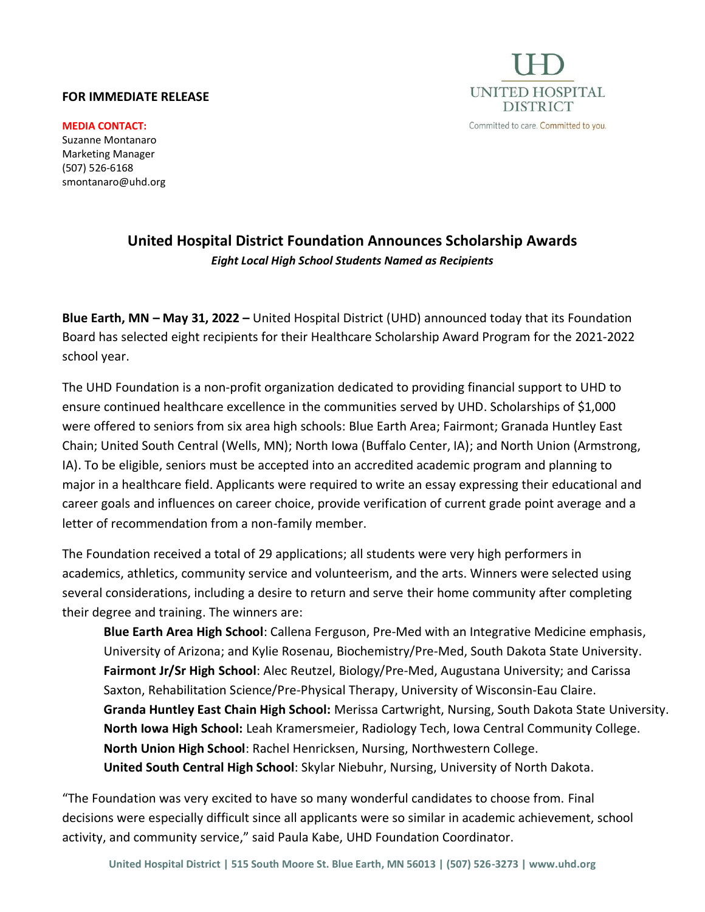**FOR IMMEDIATE RELEASE**

UHD
UNITED HOSPITAL DISTRICT
Committed to care. Committed to you.

**MEDIA CONTACT:**
Suzanne Montanaro
Marketing Manager
(507) 526-6168
smontanaro@uhd.org

# United Hospital District Foundation Announces Scholarship Awards

***Eight Local High School Students Named as Recipients***

**Blue Earth, MN – May 31, 2022 –** United Hospital District (UHD) announced today that its Foundation Board has selected eight recipients for their Healthcare Scholarship Award Program for the 2021-2022 school year.

The UHD Foundation is a non-profit organization dedicated to providing financial support to UHD to ensure continued healthcare excellence in the communities served by UHD. Scholarships of $1,000 were offered to seniors from six area high schools: Blue Earth Area; Fairmont; Granada Huntley East Chain; United South Central (Wells, MN); North Iowa (Buffalo Center, IA); and North Union (Armstrong, IA). To be eligible, seniors must be accepted into an accredited academic program and planning to major in a healthcare field. Applicants were required to write an essay expressing their educational and career goals and influences on career choice, provide verification of current grade point average and a letter of recommendation from a non-family member.

The Foundation received a total of 29 applications; all students were very high performers in academics, athletics, community service and volunteerism, and the arts. Winners were selected using several considerations, including a desire to return and serve their home community after completing their degree and training. The winners are:

> **Blue Earth Area High School**: Callena Ferguson, Pre-Med with an Integrative Medicine emphasis, University of Arizona; and Kylie Rosenau, Biochemistry/Pre-Med, South Dakota State University.
> **Fairmont Jr/Sr High School**: Alec Reutzel, Biology/Pre-Med, Augustana University; and Carissa Saxton, Rehabilitation Science/Pre-Physical Therapy, University of Wisconsin-Eau Claire.
> **Granda Huntley East Chain High School:** Merissa Cartwright, Nursing, South Dakota State University.
> **North Iowa High School:** Leah Kramersmeier, Radiology Tech, Iowa Central Community College.
> **North Union High School**: Rachel Henricksen, Nursing, Northwestern College.
> **United South Central High School**: Skylar Niebuhr, Nursing, University of North Dakota.

"The Foundation was very excited to have so many wonderful candidates to choose from. Final decisions were especially difficult since all applicants were so similar in academic achievement, school activity, and community service," said Paula Kabe, UHD Foundation Coordinator.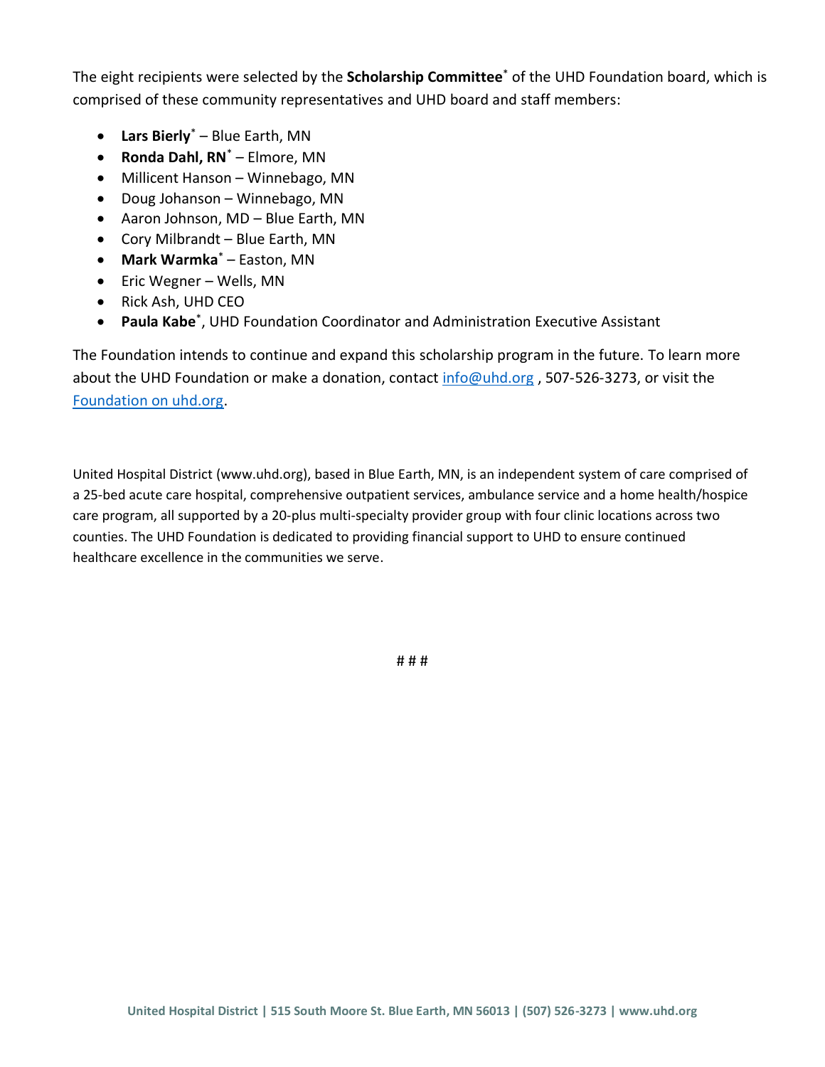The eight recipients were selected by the **Scholarship Committee**[*] of the UHD Foundation board, which is comprised of these community representatives and UHD board and staff members:

- **Lars Bierly**[*] – Blue Earth, MN
- **Ronda Dahl, RN**[*] – Elmore, MN
- Millicent Hanson – Winnebago, MN
- Doug Johanson – Winnebago, MN
- Aaron Johnson, MD – Blue Earth, MN
- Cory Milbrandt – Blue Earth, MN
- **Mark Warmka**[*] – Easton, MN
- Eric Wegner – Wells, MN
- Rick Ash, UHD CEO
- **Paula Kabe**[*], UHD Foundation Coordinator and Administration Executive Assistant

The Foundation intends to continue and expand this scholarship program in the future. To learn more about the UHD Foundation or make a donation, contact [info@uhd.org](mailto:info@uhd.org) , 507-526-3273, or visit the [Foundation on uhd.org](https://www.uhd.org).

United Hospital District (www.uhd.org), based in Blue Earth, MN, is an independent system of care comprised of a 25-bed acute care hospital, comprehensive outpatient services, ambulance service and a home health/hospice care program, all supported by a 20-plus multi-specialty provider group with four clinic locations across two counties. The UHD Foundation is dedicated to providing financial support to UHD to ensure continued healthcare excellence in the communities we serve.

# # #

United Hospital District | 515 South Moore St. Blue Earth, MN 56013 | (507) 526-3273 | www.uhd.org